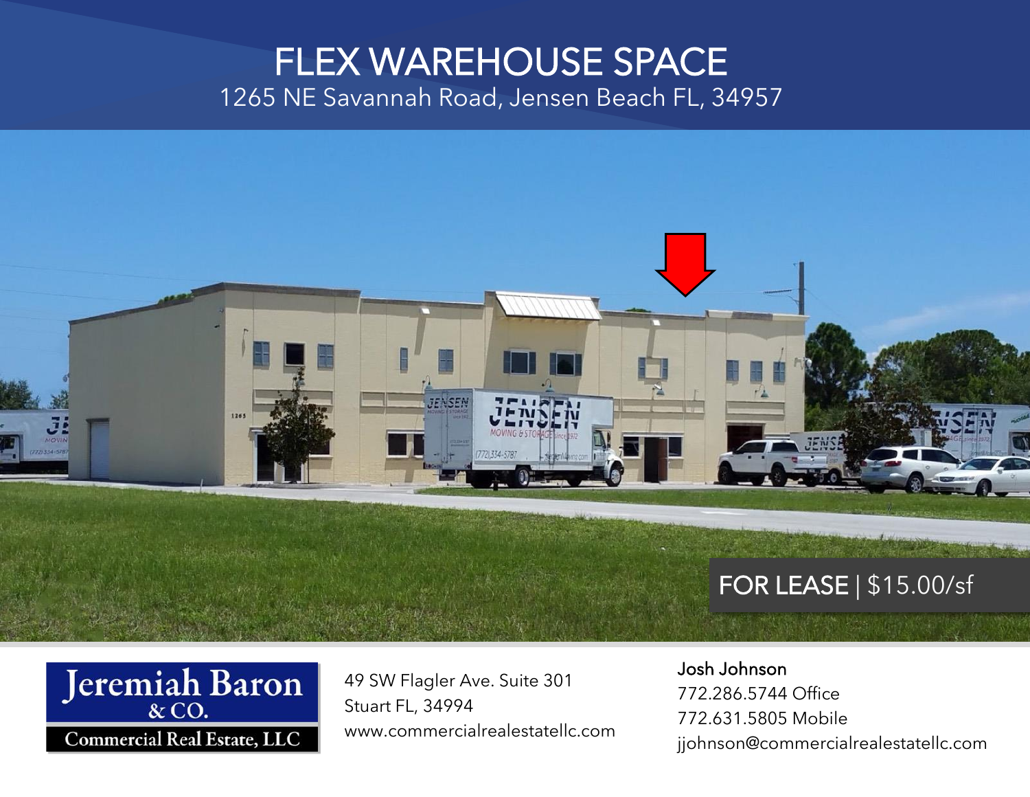# FLEX WAREHOUSE SPACE

1265 NE Savannah Road, Jensen Beach FL, 34957

**FOR LEASE** | $15.00/sf

Jeremiah Baron & CO.
Commercial Real Estate, LLC

49 SW Flagler Ave. Suite 301
Stuart FL, 34994
www.commercialrealestatellc.com

**Josh Johnson**
772.286.5744 Office
772.631.5805 Mobile
jjohnson@commercialrealestatellc.com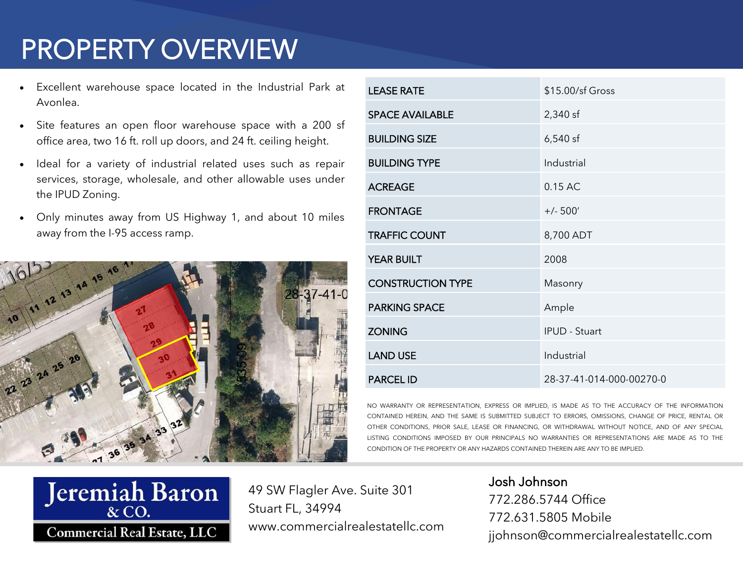# PROPERTY OVERVIEW

- Excellent warehouse space located in the Industrial Park at Avonlea.
- Site features an open floor warehouse space with a 200 sf office area, two 16 ft. roll up doors, and 24 ft. ceiling height.
- Ideal for a variety of industrial related uses such as repair services, storage, wholesale, and other allowable uses under the IPUD Zoning.
- Only minutes away from US Highway 1, and about 10 miles away from the I-95 access ramp.

| | |
|---|---|
| LEASE RATE | $15.00/sf Gross |
| SPACE AVAILABLE | 2,340 sf |
| BUILDING SIZE | 6,540 sf |
| BUILDING TYPE | Industrial |
| ACREAGE | 0.15 AC |
| FRONTAGE | +/- 500' |
| TRAFFIC COUNT | 8,700 ADT |
| YEAR BUILT | 2008 |
| CONSTRUCTION TYPE | Masonry |
| PARKING SPACE | Ample |
| ZONING | IPUD - Stuart |
| LAND USE | Industrial |
| PARCEL ID | 28-37-41-014-000-00270-0 |

NO WARRANTY OR REPRESENTATION, EXPRESS OR IMPLIED, IS MADE AS TO THE ACCURACY OF THE INFORMATION CONTAINED HEREIN, AND THE SAME IS SUBMITTED SUBJECT TO ERRORS, OMISSIONS, CHANGE OF PRICE, RENTAL OR OTHER CONDITIONS, PRIOR SALE, LEASE OR FINANCING, OR WITHDRAWAL WITHOUT NOTICE, AND OF ANY SPECIAL LISTING CONDITIONS IMPOSED BY OUR PRINCIPALS NO WARRANTIES OR REPRESENTATIONS ARE MADE AS TO THE CONDITION OF THE PROPERTY OR ANY HAZARDS CONTAINED THEREIN ARE ANY TO BE IMPLIED.

Jeremiah Baron & CO.
Commercial Real Estate, LLC

49 SW Flagler Ave. Suite 301
Stuart FL, 34994
www.commercialrealestatellc.com

Josh Johnson
772.286.5744 Office
772.631.5805 Mobile
jjohnson@commercialrealestatellc.com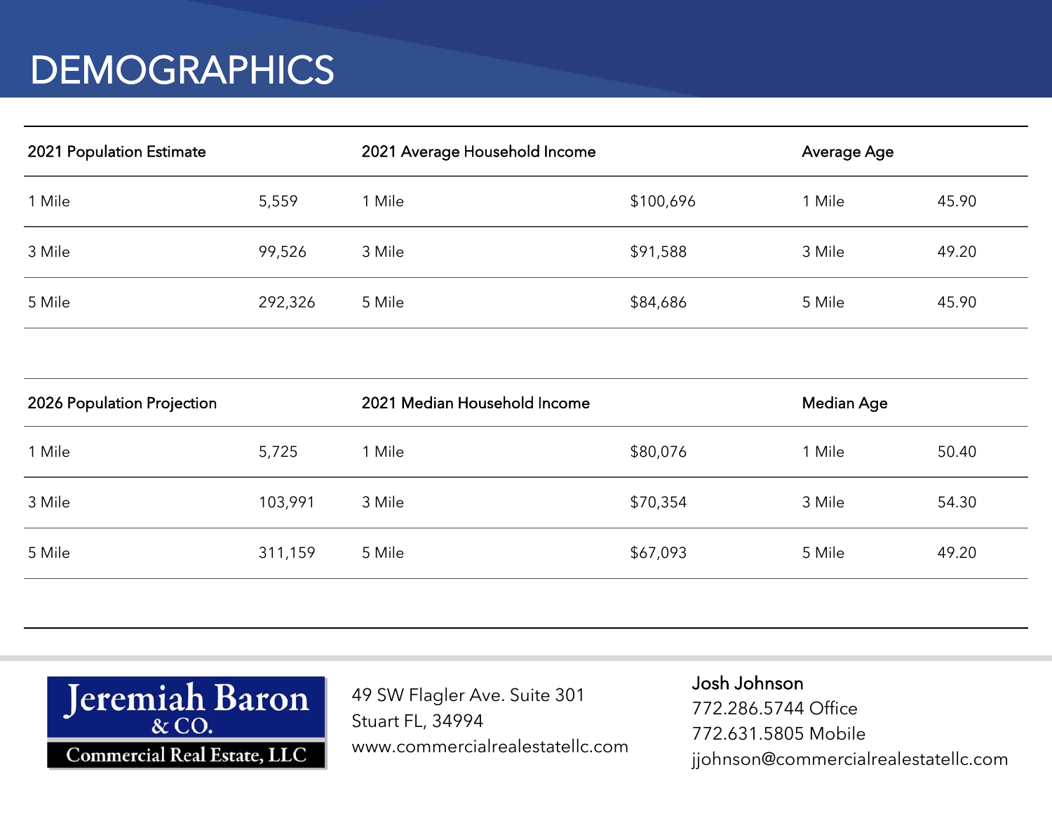# DEMOGRAPHICS

| 2021 Population Estimate | | 2021 Average Household Income | | Average Age | |
|---|---|---|---|---|---|
| 1 Mile | 5,559 | 1 Mile | $100,696 | 1 Mile | 45.90 |
| 3 Mile | 99,526 | 3 Mile | $91,588 | 3 Mile | 49.20 |
| 5 Mile | 292,326 | 5 Mile | $84,686 | 5 Mile | 45.90 |

| 2026 Population Projection | | 2021 Median Household Income | | Median Age | |
|---|---|---|---|---|---|
| 1 Mile | 5,725 | 1 Mile | $80,076 | 1 Mile | 50.40 |
| 3 Mile | 103,991 | 3 Mile | $70,354 | 3 Mile | 54.30 |
| 5 Mile | 311,159 | 5 Mile | $67,093 | 5 Mile | 49.20 |

Jeremiah Baron & CO.
Commercial Real Estate, LLC

49 SW Flagler Ave. Suite 301
Stuart FL, 34994
www.commercialrealestatellc.com

Josh Johnson
772.286.5744 Office
772.631.5805 Mobile
jjohnson@commercialrealestatellc.com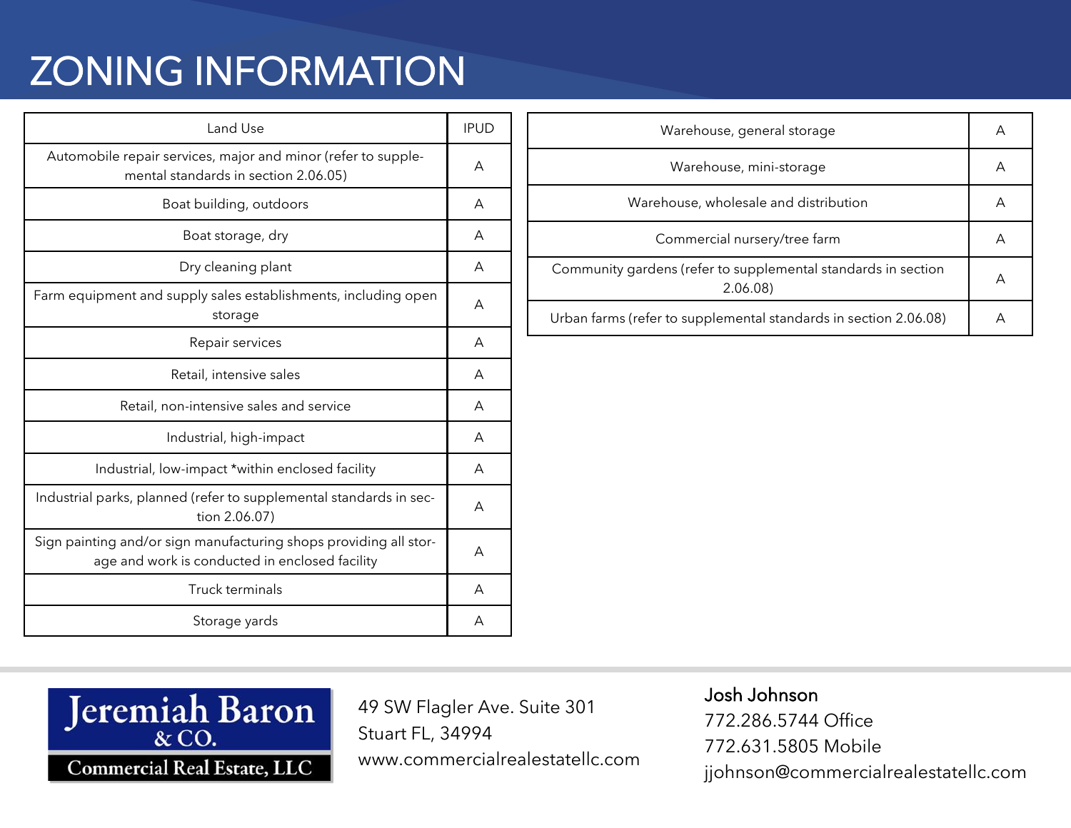# ZONING INFORMATION

| Land Use | IPUD |
|---|---|
| Automobile repair services, major and minor (refer to supplemental standards in section 2.06.05) | A |
| Boat building, outdoors | A |
| Boat storage, dry | A |
| Dry cleaning plant | A |
| Farm equipment and supply sales establishments, including open storage | A |
| Repair services | A |
| Retail, intensive sales | A |
| Retail, non-intensive sales and service | A |
| Industrial, high-impact | A |
| Industrial, low-impact *within enclosed facility | A |
| Industrial parks, planned (refer to supplemental standards in section 2.06.07) | A |
| Sign painting and/or sign manufacturing shops providing all storage and work is conducted in enclosed facility | A |
| Truck terminals | A |
| Storage yards | A |
| Warehouse, general storage | A |
| Warehouse, mini-storage | A |
| Warehouse, wholesale and distribution | A |
| Commercial nursery/tree farm | A |
| Community gardens (refer to supplemental standards in section 2.06.08) | A |
| Urban farms (refer to supplemental standards in section 2.06.08) | A |

Jeremiah Baron & CO.
Commercial Real Estate, LLC

49 SW Flagler Ave. Suite 301
Stuart FL, 34994
www.commercialrealestatellc.com

**Josh Johnson**
772.286.5744 Office
772.631.5805 Mobile
jjohnson@commercialrealestatellc.com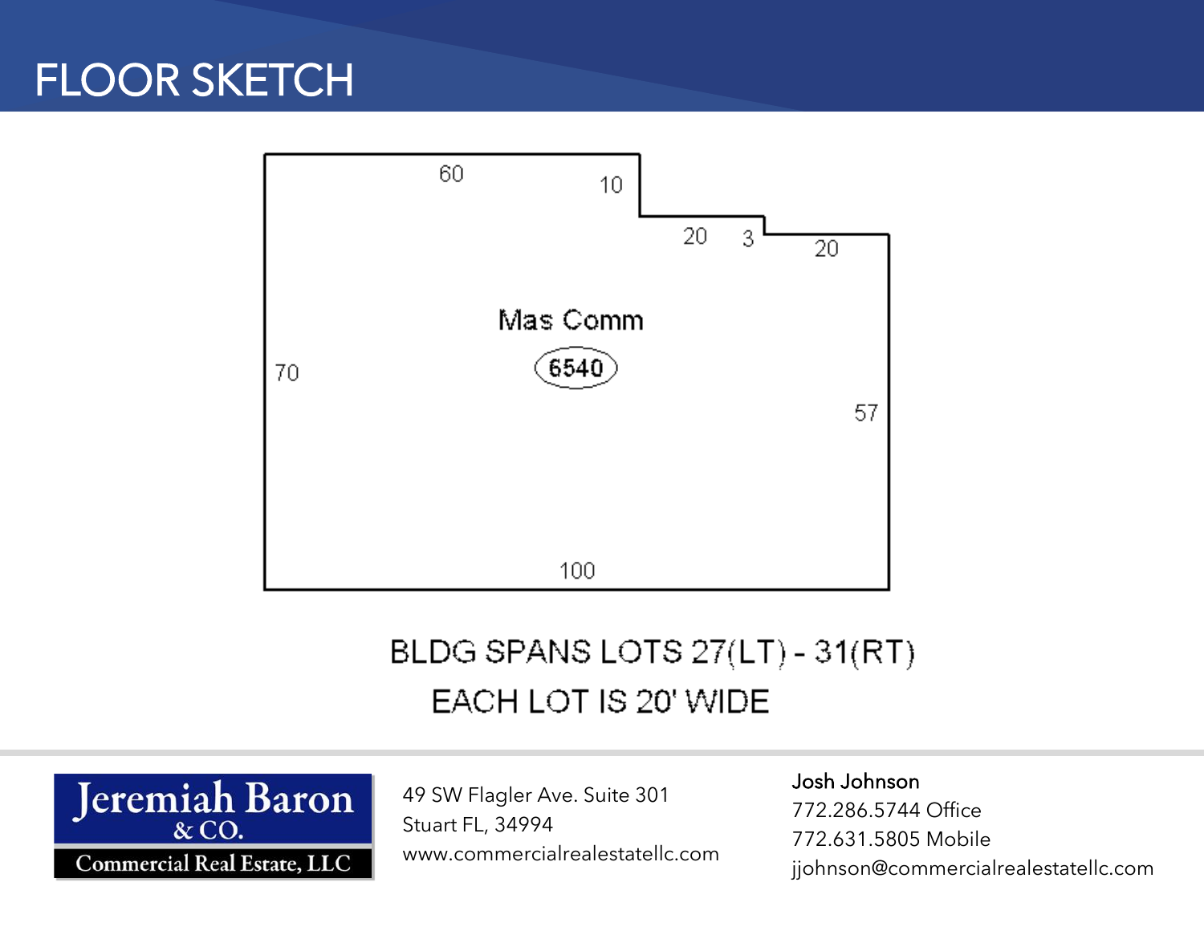# FLOOR SKETCH

60

10

20 3

20

Mas Comm

6540

70

57

100

BLDG SPANS LOTS 27(LT) - 31(RT)

EACH LOT IS 20' WIDE

Jeremiah Baron & CO.
Commercial Real Estate, LLC

49 SW Flagler Ave. Suite 301
Stuart FL, 34994
www.commercialrealestatellc.com

**Josh Johnson**
772.286.5744 Office
772.631.5805 Mobile
jjohnson@commercialrealestatellc.com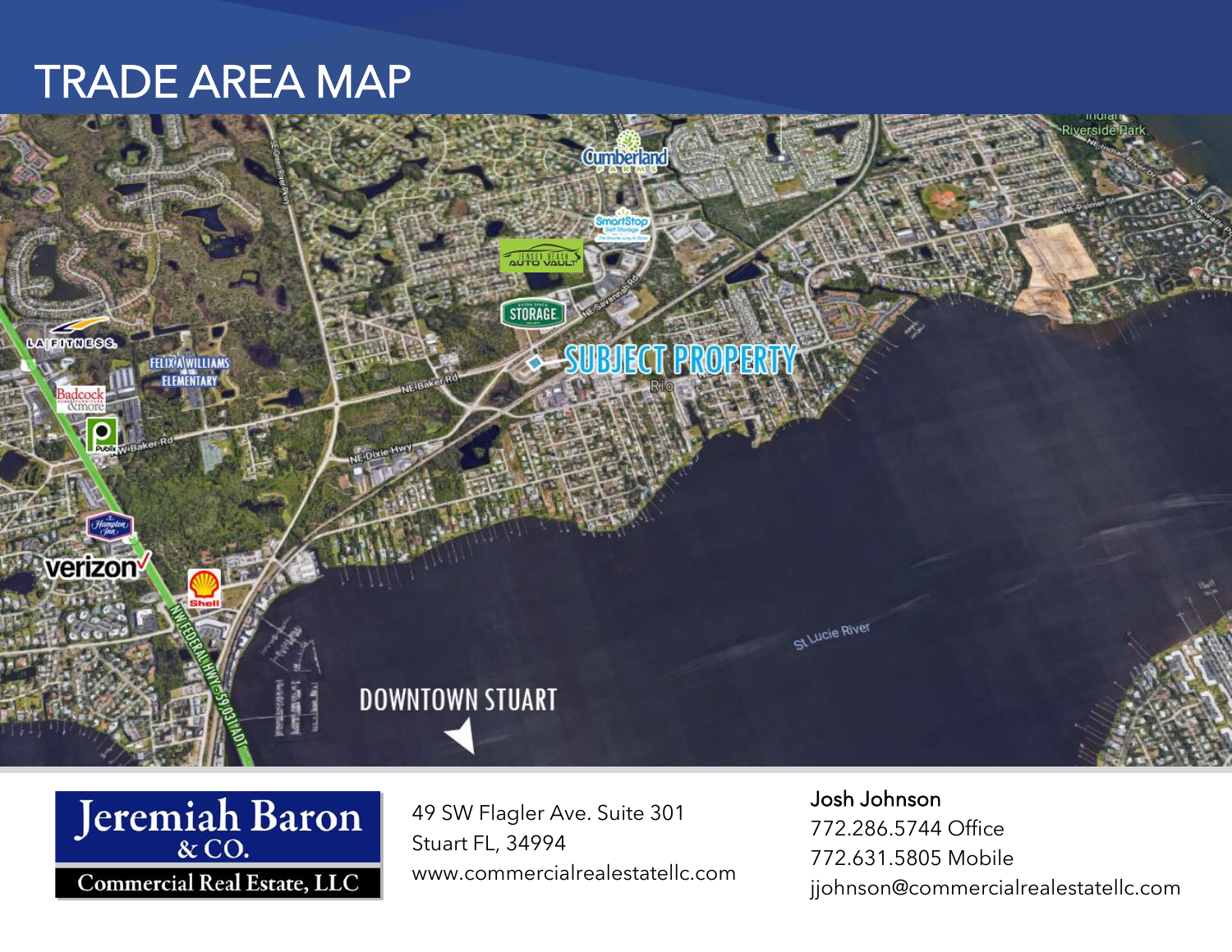# TRADE AREA MAP

Jeremiah Baron & CO.
Commercial Real Estate, LLC

49 SW Flagler Ave. Suite 301
Stuart FL, 34994
www.commercialrealestatellc.com

Josh Johnson
772.286.5744 Office
772.631.5805 Mobile
jjohnson@commercialrealestatellc.com